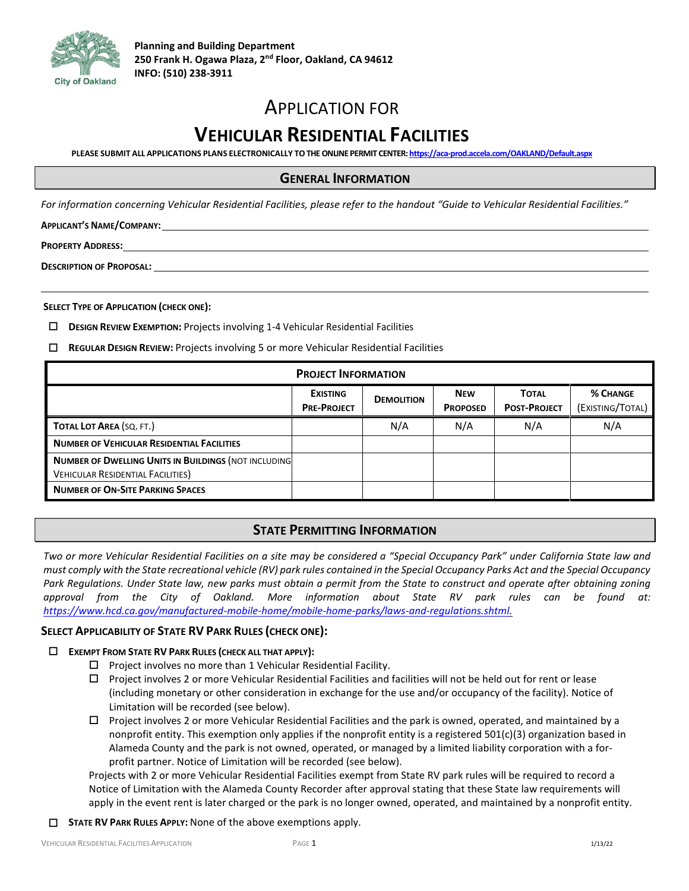**Planning and Building Department**
**250 Frank H. Ogawa Plaza, 2nd Floor, Oakland, CA 94612**
**INFO: (510) 238-3911**

# APPLICATION FOR
# VEHICULAR RESIDENTIAL FACILITIES

**PLEASE SUBMIT ALL APPLICATIONS PLANS ELECTRONICALLY TO THE ONLINE PERMIT CENTER: https://aca-prod.accela.com/OAKLAND/Default.aspx**

## GENERAL INFORMATION

*For information concerning Vehicular Residential Facilities, please refer to the handout "Guide to Vehicular Residential Facilities."*

**APPLICANT'S NAME/COMPANY:** ______________________________

**PROPERTY ADDRESS:** ______________________________

**DESCRIPTION OF PROPOSAL:** ______________________________

______________________________

**SELECT TYPE OF APPLICATION (CHECK ONE):**

- ☐ **DESIGN REVIEW EXEMPTION:** Projects involving 1-4 Vehicular Residential Facilities
- ☐ **REGULAR DESIGN REVIEW:** Projects involving 5 or more Vehicular Residential Facilities

| PROJECT INFORMATION | | | | | |
|---|---|---|---|---|---|
| | **EXISTING PRE-PROJECT** | **DEMOLITION** | **NEW PROPOSED** | **TOTAL POST-PROJECT** | **% CHANGE** (EXISTING/TOTAL) |
| **TOTAL LOT AREA** (SQ. FT.) | | N/A | N/A | N/A | N/A |
| **NUMBER OF VEHICULAR RESIDENTIAL FACILITIES** | | | | | |
| **NUMBER OF DWELLING UNITS IN BUILDINGS** (NOT INCLUDING VEHICULAR RESIDENTIAL FACILITIES) | | | | | |
| **NUMBER OF ON-SITE PARKING SPACES** | | | | | |

## STATE PERMITTING INFORMATION

*Two or more Vehicular Residential Facilities on a site may be considered a "Special Occupancy Park" under California State law and must comply with the State recreational vehicle (RV) park rules contained in the Special Occupancy Parks Act and the Special Occupancy Park Regulations. Under State law, new parks must obtain a permit from the State to construct and operate after obtaining zoning approval from the City of Oakland. More information about State RV park rules can be found at: https://www.hcd.ca.gov/manufactured-mobile-home/mobile-home-parks/laws-and-regulations.shtml.*

### SELECT APPLICABILITY OF STATE RV PARK RULES (CHECK ONE):

- ☐ **EXEMPT FROM STATE RV PARK RULES (CHECK ALL THAT APPLY):**
  - ☐ Project involves no more than 1 Vehicular Residential Facility.
  - ☐ Project involves 2 or more Vehicular Residential Facilities and facilities will not be held out for rent or lease (including monetary or other consideration in exchange for the use and/or occupancy of the facility). Notice of Limitation will be recorded (see below).
  - ☐ Project involves 2 or more Vehicular Residential Facilities and the park is owned, operated, and maintained by a nonprofit entity. This exemption only applies if the nonprofit entity is a registered 501(c)(3) organization based in Alameda County and the park is not owned, operated, or managed by a limited liability corporation with a for-profit partner. Notice of Limitation will be recorded (see below).

  Projects with 2 or more Vehicular Residential Facilities exempt from State RV park rules will be required to record a Notice of Limitation with the Alameda County Recorder after approval stating that these State law requirements will apply in the event rent is later charged or the park is no longer owned, operated, and maintained by a nonprofit entity.

- ☐ **STATE RV PARK RULES APPLY:** None of the above exemptions apply.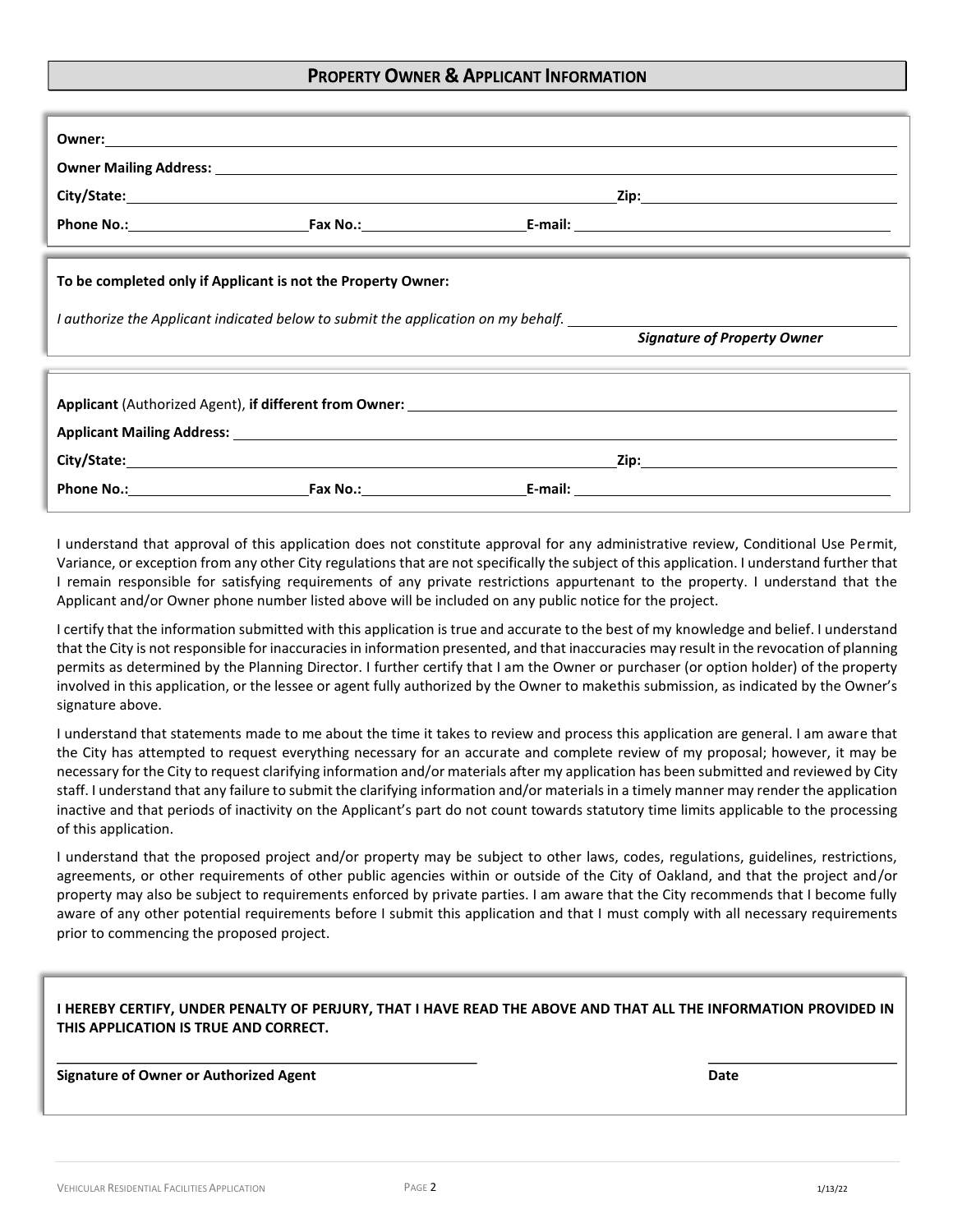## Property Owner & Applicant Information

**Owner:** ____________________

**Owner Mailing Address:** ____________________

**City/State:** ____________________ **Zip:** ____________________

**Phone No.:** ____________________ **Fax No.:** ____________________ **E-mail:** ____________________

**To be completed only if Applicant is not the Property Owner:**

*I authorize the Applicant indicated below to submit the application on my behalf.* ____________________

***Signature of Property Owner***

**Applicant** (Authorized Agent), **if different from Owner:** ____________________

**Applicant Mailing Address:** ____________________

**City/State:** ____________________ **Zip:** ____________________

**Phone No.:** ____________________ **Fax No.:** ____________________ **E-mail:** ____________________

I understand that approval of this application does not constitute approval for any administrative review, Conditional Use Permit, Variance, or exception from any other City regulations that are not specifically the subject of this application. I understand further that I remain responsible for satisfying requirements of any private restrictions appurtenant to the property. I understand that the Applicant and/or Owner phone number listed above will be included on any public notice for the project.

I certify that the information submitted with this application is true and accurate to the best of my knowledge and belief. I understand that the City is not responsible for inaccuracies in information presented, and that inaccuracies may result in the revocation of planning permits as determined by the Planning Director. I further certify that I am the Owner or purchaser (or option holder) of the property involved in this application, or the lessee or agent fully authorized by the Owner to makethis submission, as indicated by the Owner's signature above.

I understand that statements made to me about the time it takes to review and process this application are general. I am aware that the City has attempted to request everything necessary for an accurate and complete review of my proposal; however, it may be necessary for the City to request clarifying information and/or materials after my application has been submitted and reviewed by City staff. I understand that any failure to submit the clarifying information and/or materials in a timely manner may render the application inactive and that periods of inactivity on the Applicant's part do not count towards statutory time limits applicable to the processing of this application.

I understand that the proposed project and/or property may be subject to other laws, codes, regulations, guidelines, restrictions, agreements, or other requirements of other public agencies within or outside of the City of Oakland, and that the project and/or property may also be subject to requirements enforced by private parties. I am aware that the City recommends that I become fully aware of any other potential requirements before I submit this application and that I must comply with all necessary requirements prior to commencing the proposed project.

**I HEREBY CERTIFY, UNDER PENALTY OF PERJURY, THAT I HAVE READ THE ABOVE AND THAT ALL THE INFORMATION PROVIDED IN THIS APPLICATION IS TRUE AND CORRECT.**

____________________ ____________________

**Signature of Owner or Authorized Agent** **Date**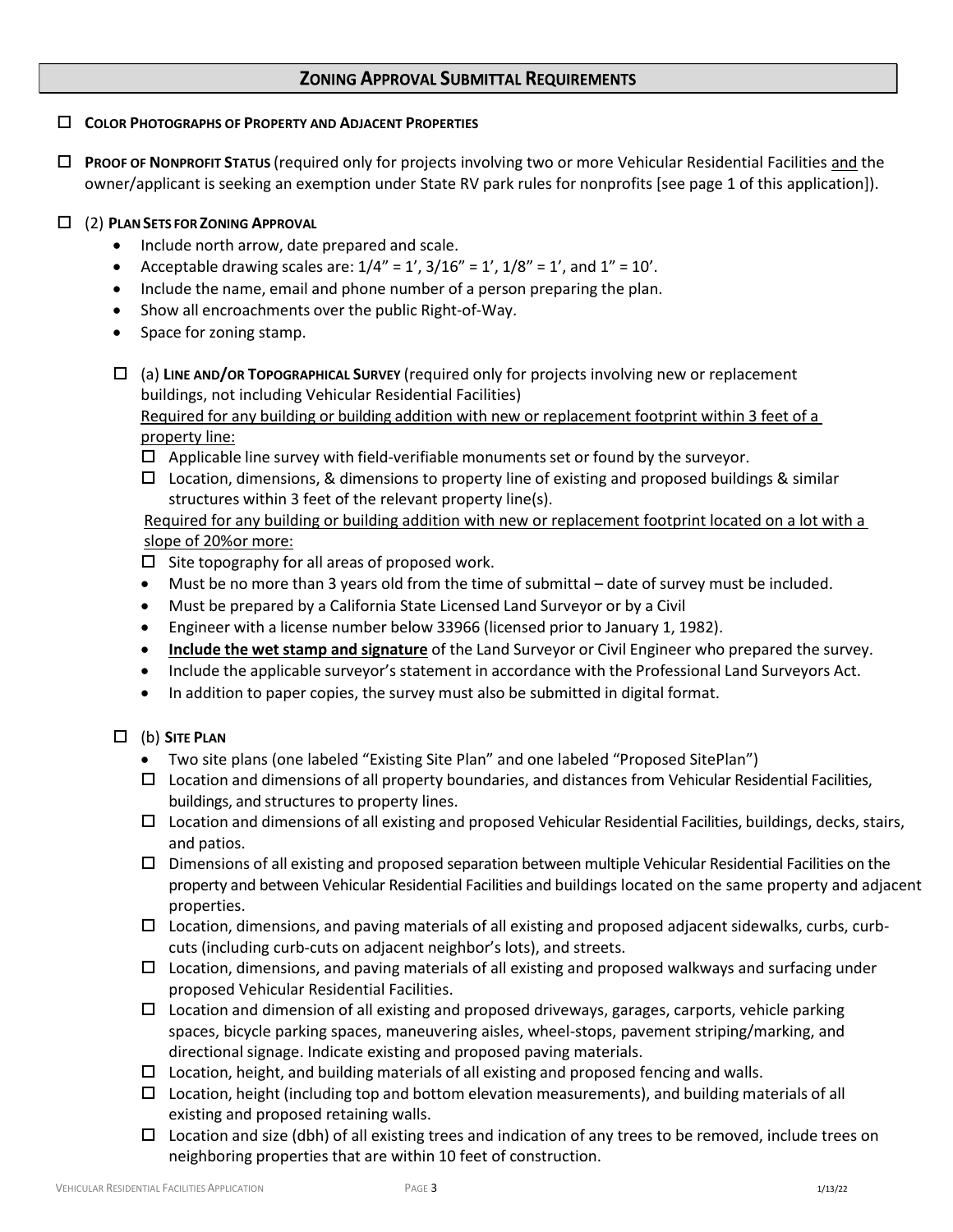## ZONING APPROVAL SUBMITTAL REQUIREMENTS

- ☐ **COLOR PHOTOGRAPHS OF PROPERTY AND ADJACENT PROPERTIES**

- ☐ **PROOF OF NONPROFIT STATUS** (required only for projects involving two or more Vehicular Residential Facilities and the owner/applicant is seeking an exemption under State RV park rules for nonprofits [see page 1 of this application]).

- ☐ (2) **PLAN SETS FOR ZONING APPROVAL**
  - Include north arrow, date prepared and scale.
  - Acceptable drawing scales are: 1/4" = 1', 3/16" = 1', 1/8" = 1', and 1" = 10'.
  - Include the name, email and phone number of a person preparing the plan.
  - Show all encroachments over the public Right-of-Way.
  - Space for zoning stamp.

  - ☐ (a) **LINE AND/OR TOPOGRAPHICAL SURVEY** (required only for projects involving new or replacement buildings, not including Vehicular Residential Facilities)

    Required for any building or building addition with new or replacement footprint within 3 feet of a property line:
    - ☐ Applicable line survey with field-verifiable monuments set or found by the surveyor.
    - ☐ Location, dimensions, & dimensions to property line of existing and proposed buildings & similar structures within 3 feet of the relevant property line(s).

    Required for any building or building addition with new or replacement footprint located on a lot with a slope of 20%or more:
    - ☐ Site topography for all areas of proposed work.
    - Must be no more than 3 years old from the time of submittal – date of survey must be included.
    - Must be prepared by a California State Licensed Land Surveyor or by a Civil
    - Engineer with a license number below 33966 (licensed prior to January 1, 1982).
    - **Include the wet stamp and signature** of the Land Surveyor or Civil Engineer who prepared the survey.
    - Include the applicable surveyor's statement in accordance with the Professional Land Surveyors Act.
    - In addition to paper copies, the survey must also be submitted in digital format.

  - ☐ (b) **SITE PLAN**
    - Two site plans (one labeled "Existing Site Plan" and one labeled "Proposed SitePlan")
    - ☐ Location and dimensions of all property boundaries, and distances from Vehicular Residential Facilities, buildings, and structures to property lines.
    - ☐ Location and dimensions of all existing and proposed Vehicular Residential Facilities, buildings, decks, stairs, and patios.
    - ☐ Dimensions of all existing and proposed separation between multiple Vehicular Residential Facilities on the property and between Vehicular Residential Facilities and buildings located on the same property and adjacent properties.
    - ☐ Location, dimensions, and paving materials of all existing and proposed adjacent sidewalks, curbs, curb-cuts (including curb-cuts on adjacent neighbor's lots), and streets.
    - ☐ Location, dimensions, and paving materials of all existing and proposed walkways and surfacing under proposed Vehicular Residential Facilities.
    - ☐ Location and dimension of all existing and proposed driveways, garages, carports, vehicle parking spaces, bicycle parking spaces, maneuvering aisles, wheel-stops, pavement striping/marking, and directional signage. Indicate existing and proposed paving materials.
    - ☐ Location, height, and building materials of all existing and proposed fencing and walls.
    - ☐ Location, height (including top and bottom elevation measurements), and building materials of all existing and proposed retaining walls.
    - ☐ Location and size (dbh) of all existing trees and indication of any trees to be removed, include trees on neighboring properties that are within 10 feet of construction.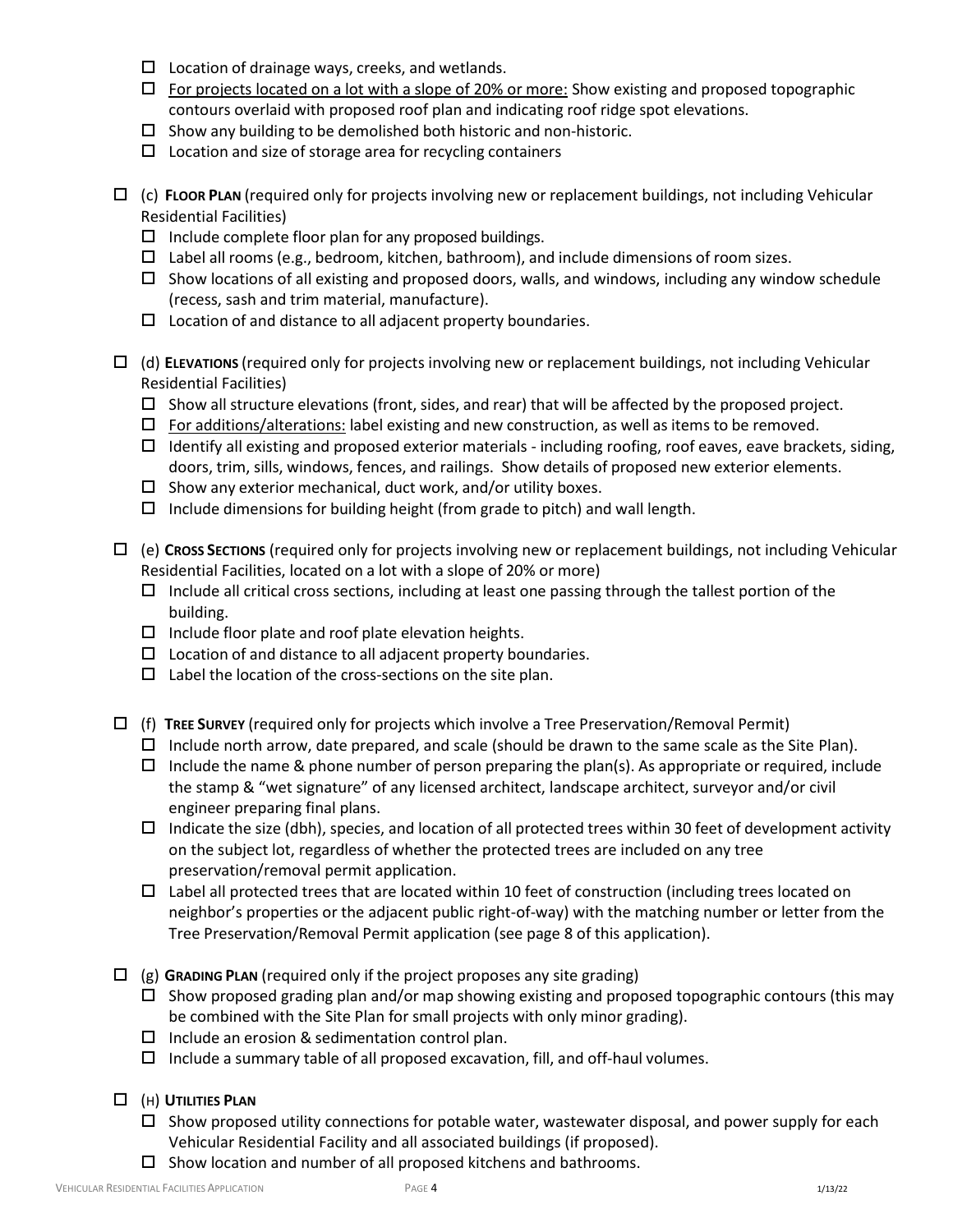- ☐ Location of drainage ways, creeks, and wetlands.
- ☐ For projects located on a lot with a slope of 20% or more: Show existing and proposed topographic contours overlaid with proposed roof plan and indicating roof ridge spot elevations.
- ☐ Show any building to be demolished both historic and non-historic.
- ☐ Location and size of storage area for recycling containers

☐ (c) **FLOOR PLAN** (required only for projects involving new or replacement buildings, not including Vehicular Residential Facilities)

- ☐ Include complete floor plan for any proposed buildings.
- ☐ Label all rooms (e.g., bedroom, kitchen, bathroom), and include dimensions of room sizes.
- ☐ Show locations of all existing and proposed doors, walls, and windows, including any window schedule (recess, sash and trim material, manufacture).
- ☐ Location of and distance to all adjacent property boundaries.

☐ (d) **ELEVATIONS** (required only for projects involving new or replacement buildings, not including Vehicular Residential Facilities)

- ☐ Show all structure elevations (front, sides, and rear) that will be affected by the proposed project.
- ☐ For additions/alterations: label existing and new construction, as well as items to be removed.
- ☐ Identify all existing and proposed exterior materials - including roofing, roof eaves, eave brackets, siding, doors, trim, sills, windows, fences, and railings. Show details of proposed new exterior elements.
- ☐ Show any exterior mechanical, duct work, and/or utility boxes.
- ☐ Include dimensions for building height (from grade to pitch) and wall length.

☐ (e) **CROSS SECTIONS** (required only for projects involving new or replacement buildings, not including Vehicular Residential Facilities, located on a lot with a slope of 20% or more)

- ☐ Include all critical cross sections, including at least one passing through the tallest portion of the building.
- ☐ Include floor plate and roof plate elevation heights.
- ☐ Location of and distance to all adjacent property boundaries.
- ☐ Label the location of the cross-sections on the site plan.

☐ (f) **TREE SURVEY** (required only for projects which involve a Tree Preservation/Removal Permit)

- ☐ Include north arrow, date prepared, and scale (should be drawn to the same scale as the Site Plan).
- ☐ Include the name & phone number of person preparing the plan(s). As appropriate or required, include the stamp & "wet signature" of any licensed architect, landscape architect, surveyor and/or civil engineer preparing final plans.
- ☐ Indicate the size (dbh), species, and location of all protected trees within 30 feet of development activity on the subject lot, regardless of whether the protected trees are included on any tree preservation/removal permit application.
- ☐ Label all protected trees that are located within 10 feet of construction (including trees located on neighbor's properties or the adjacent public right-of-way) with the matching number or letter from the Tree Preservation/Removal Permit application (see page 8 of this application).

☐ (g) **GRADING PLAN** (required only if the project proposes any site grading)

- ☐ Show proposed grading plan and/or map showing existing and proposed topographic contours (this may be combined with the Site Plan for small projects with only minor grading).
- ☐ Include an erosion & sedimentation control plan.
- ☐ Include a summary table of all proposed excavation, fill, and off-haul volumes.

☐ (H) **UTILITIES PLAN**

- ☐ Show proposed utility connections for potable water, wastewater disposal, and power supply for each Vehicular Residential Facility and all associated buildings (if proposed).
- ☐ Show location and number of all proposed kitchens and bathrooms.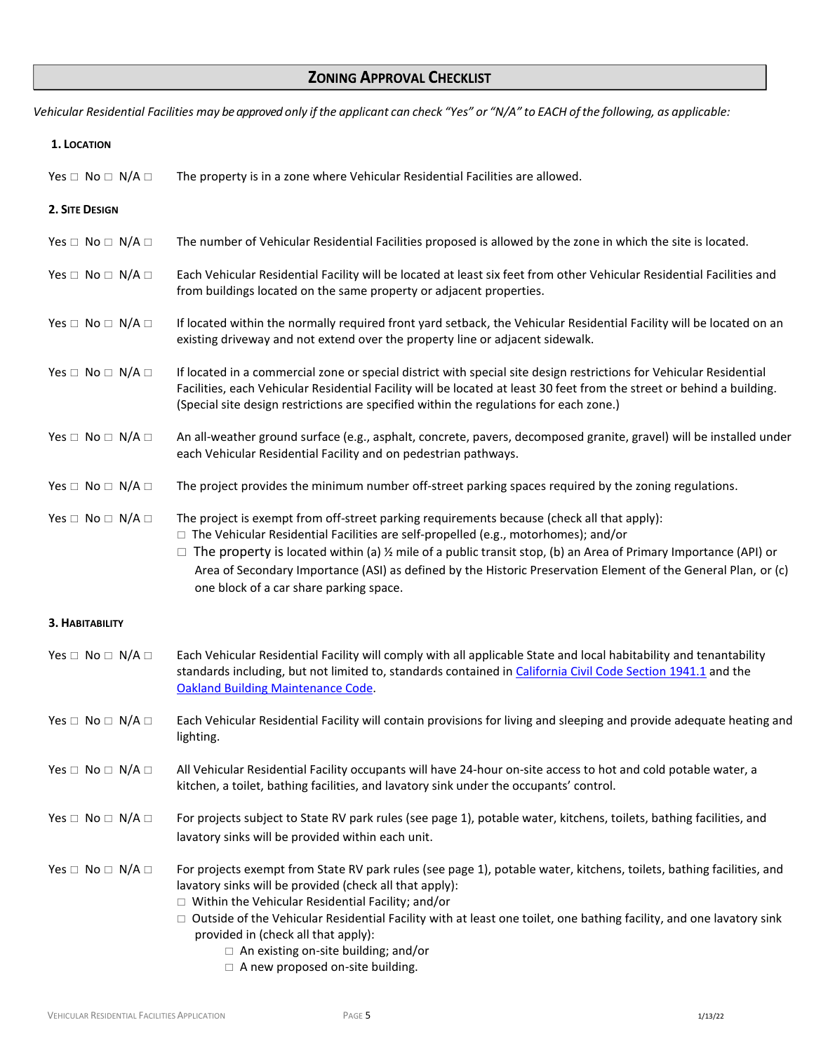## ZONING APPROVAL CHECKLIST

*Vehicular Residential Facilities may be approved only if the applicant can check "Yes" or "N/A" to EACH of the following, as applicable:*

### 1. LOCATION

Yes □ No □ N/A □ The property is in a zone where Vehicular Residential Facilities are allowed.

### 2. SITE DESIGN

Yes □ No □ N/A □ The number of Vehicular Residential Facilities proposed is allowed by the zone in which the site is located.

Yes □ No □ N/A □ Each Vehicular Residential Facility will be located at least six feet from other Vehicular Residential Facilities and from buildings located on the same property or adjacent properties.

Yes □ No □ N/A □ If located within the normally required front yard setback, the Vehicular Residential Facility will be located on an existing driveway and not extend over the property line or adjacent sidewalk.

Yes □ No □ N/A □ If located in a commercial zone or special district with special site design restrictions for Vehicular Residential Facilities, each Vehicular Residential Facility will be located at least 30 feet from the street or behind a building. (Special site design restrictions are specified within the regulations for each zone.)

Yes □ No □ N/A □ An all-weather ground surface (e.g., asphalt, concrete, pavers, decomposed granite, gravel) will be installed under each Vehicular Residential Facility and on pedestrian pathways.

Yes □ No □ N/A □ The project provides the minimum number off-street parking spaces required by the zoning regulations.

Yes □ No □ N/A □ The project is exempt from off-street parking requirements because (check all that apply):
- □ The Vehicular Residential Facilities are self-propelled (e.g., motorhomes); and/or
- □ The property is located within (a) ½ mile of a public transit stop, (b) an Area of Primary Importance (API) or Area of Secondary Importance (ASI) as defined by the Historic Preservation Element of the General Plan, or (c) one block of a car share parking space.

### 3. HABITABILITY

Yes □ No □ N/A □ Each Vehicular Residential Facility will comply with all applicable State and local habitability and tenantability standards including, but not limited to, standards contained in California Civil Code Section 1941.1 and the Oakland Building Maintenance Code.

Yes □ No □ N/A □ Each Vehicular Residential Facility will contain provisions for living and sleeping and provide adequate heating and lighting.

Yes □ No □ N/A □ All Vehicular Residential Facility occupants will have 24-hour on-site access to hot and cold potable water, a kitchen, a toilet, bathing facilities, and lavatory sink under the occupants' control.

Yes □ No □ N/A □ For projects subject to State RV park rules (see page 1), potable water, kitchens, toilets, bathing facilities, and lavatory sinks will be provided within each unit.

Yes □ No □ N/A □ For projects exempt from State RV park rules (see page 1), potable water, kitchens, toilets, bathing facilities, and lavatory sinks will be provided (check all that apply):
- □ Within the Vehicular Residential Facility; and/or
- □ Outside of the Vehicular Residential Facility with at least one toilet, one bathing facility, and one lavatory sink provided in (check all that apply):
  - □ An existing on-site building; and/or
  - □ A new proposed on-site building.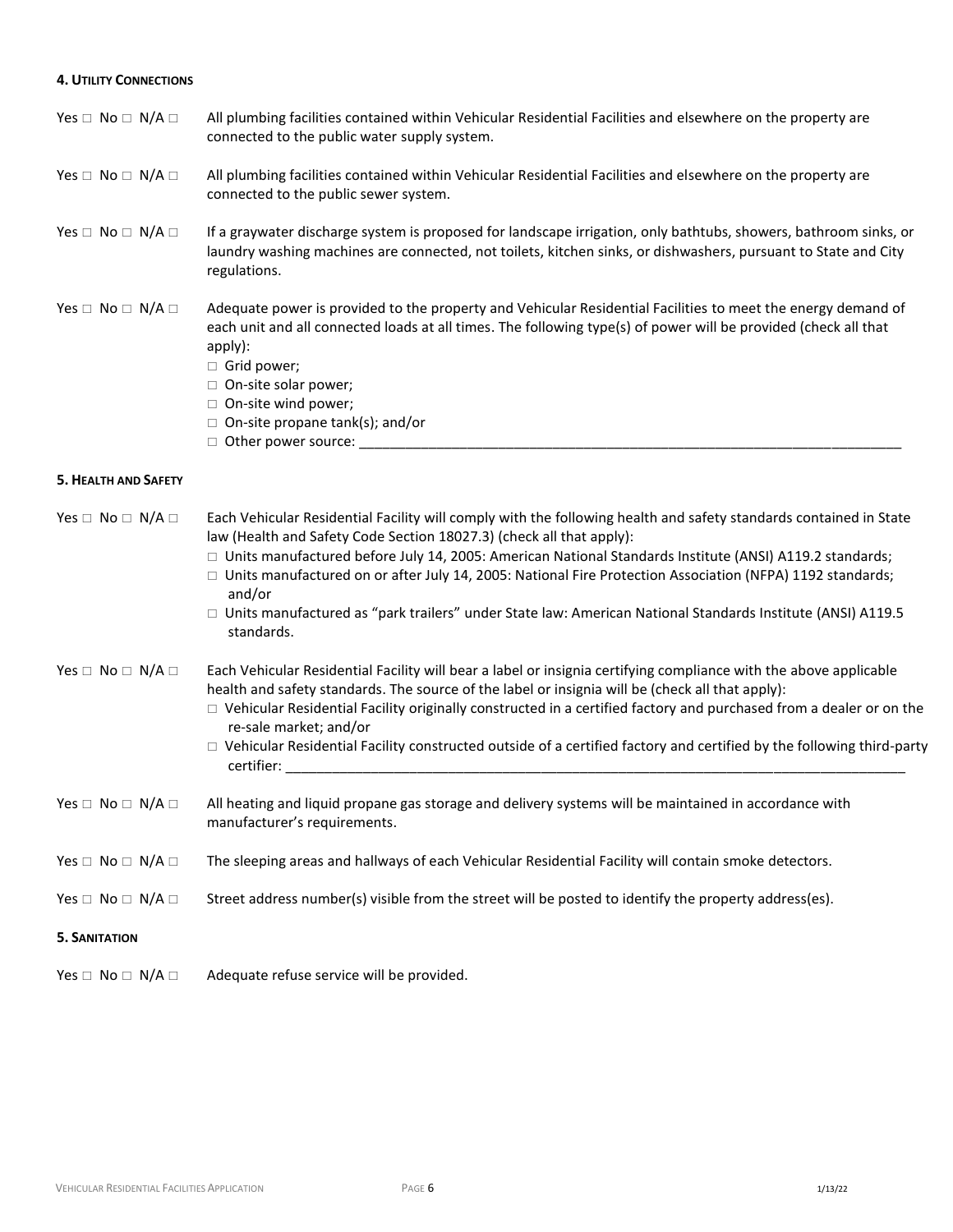#### 4. UTILITY CONNECTIONS

Yes □ No □ N/A □ All plumbing facilities contained within Vehicular Residential Facilities and elsewhere on the property are connected to the public water supply system.

Yes □ No □ N/A □ All plumbing facilities contained within Vehicular Residential Facilities and elsewhere on the property are connected to the public sewer system.

Yes □ No □ N/A □ If a graywater discharge system is proposed for landscape irrigation, only bathtubs, showers, bathroom sinks, or laundry washing machines are connected, not toilets, kitchen sinks, or dishwashers, pursuant to State and City regulations.

Yes □ No □ N/A □ Adequate power is provided to the property and Vehicular Residential Facilities to meet the energy demand of each unit and all connected loads at all times. The following type(s) of power will be provided (check all that apply):

- □ Grid power;
- □ On-site solar power;
- □ On-site wind power;
- □ On-site propane tank(s); and/or
- □ Other power source: ______________________________________________

#### 5. HEALTH AND SAFETY

Yes □ No □ N/A □ Each Vehicular Residential Facility will comply with the following health and safety standards contained in State law (Health and Safety Code Section 18027.3) (check all that apply):

- □ Units manufactured before July 14, 2005: American National Standards Institute (ANSI) A119.2 standards;
- □ Units manufactured on or after July 14, 2005: National Fire Protection Association (NFPA) 1192 standards; and/or
- □ Units manufactured as "park trailers" under State law: American National Standards Institute (ANSI) A119.5 standards.

Yes □ No □ N/A □ Each Vehicular Residential Facility will bear a label or insignia certifying compliance with the above applicable health and safety standards. The source of the label or insignia will be (check all that apply):

- □ Vehicular Residential Facility originally constructed in a certified factory and purchased from a dealer or on the re-sale market; and/or
- □ Vehicular Residential Facility constructed outside of a certified factory and certified by the following third-party certifier: ______________________________________________

Yes □ No □ N/A □ All heating and liquid propane gas storage and delivery systems will be maintained in accordance with manufacturer's requirements.

Yes □ No □ N/A □ The sleeping areas and hallways of each Vehicular Residential Facility will contain smoke detectors.

Yes □ No □ N/A □ Street address number(s) visible from the street will be posted to identify the property address(es).

#### 5. SANITATION

Yes □ No □ N/A □ Adequate refuse service will be provided.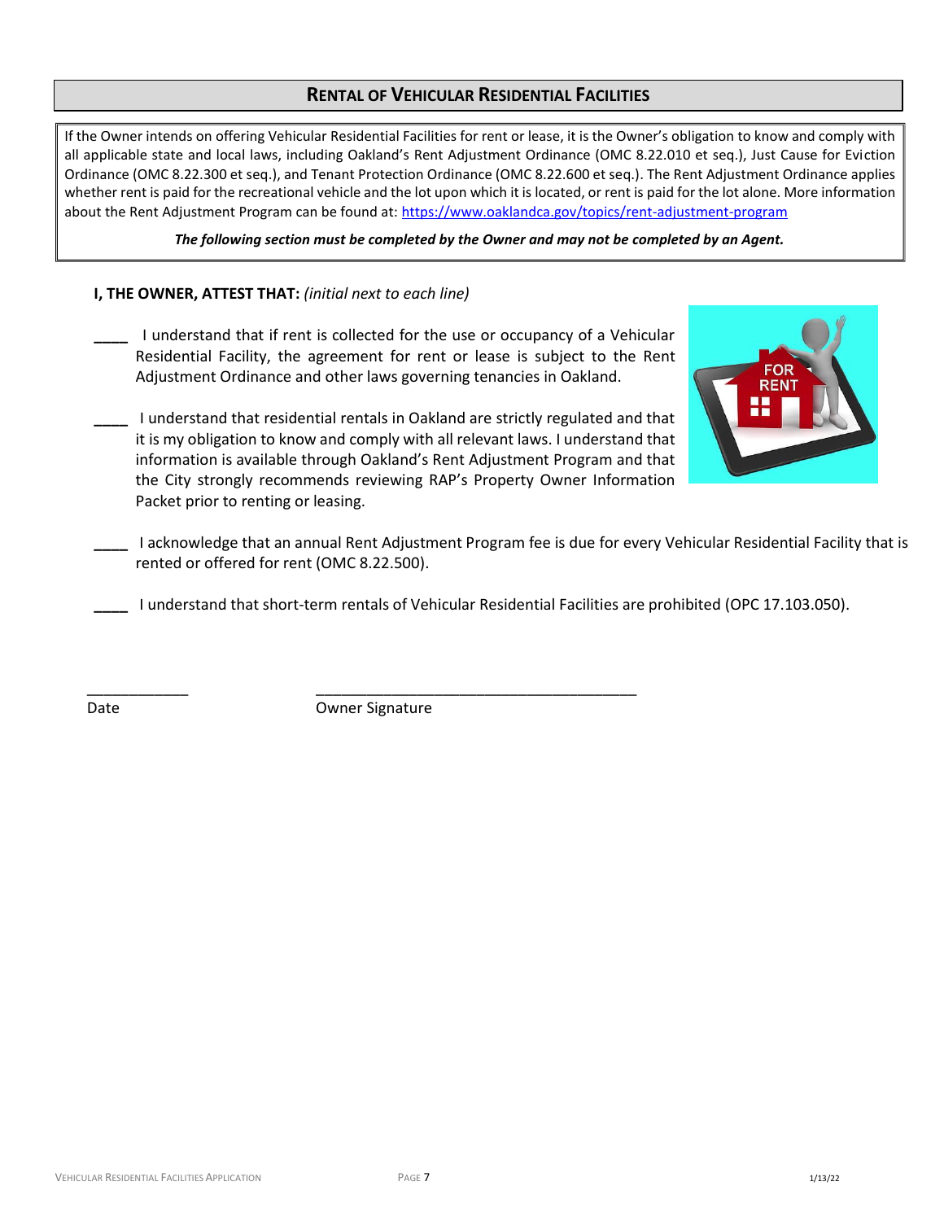## Rental of Vehicular Residential Facilities

If the Owner intends on offering Vehicular Residential Facilities for rent or lease, it is the Owner's obligation to know and comply with all applicable state and local laws, including Oakland's Rent Adjustment Ordinance (OMC 8.22.010 et seq.), Just Cause for Eviction Ordinance (OMC 8.22.300 et seq.), and Tenant Protection Ordinance (OMC 8.22.600 et seq.). The Rent Adjustment Ordinance applies whether rent is paid for the recreational vehicle and the lot upon which it is located, or rent is paid for the lot alone. More information about the Rent Adjustment Program can be found at: https://www.oaklandca.gov/topics/rent-adjustment-program

***The following section must be completed by the Owner and may not be completed by an Agent.***

**I, THE OWNER, ATTEST THAT:** *(initial next to each line)*

____ I understand that if rent is collected for the use or occupancy of a Vehicular Residential Facility, the agreement for rent or lease is subject to the Rent Adjustment Ordinance and other laws governing tenancies in Oakland.

____ I understand that residential rentals in Oakland are strictly regulated and that it is my obligation to know and comply with all relevant laws. I understand that information is available through Oakland's Rent Adjustment Program and that the City strongly recommends reviewing RAP's Property Owner Information Packet prior to renting or leasing.

____ I acknowledge that an annual Rent Adjustment Program fee is due for every Vehicular Residential Facility that is rented or offered for rent (OMC 8.22.500).

____ I understand that short-term rentals of Vehicular Residential Facilities are prohibited (OPC 17.103.050).

____________ ________________________________________

Date Owner Signature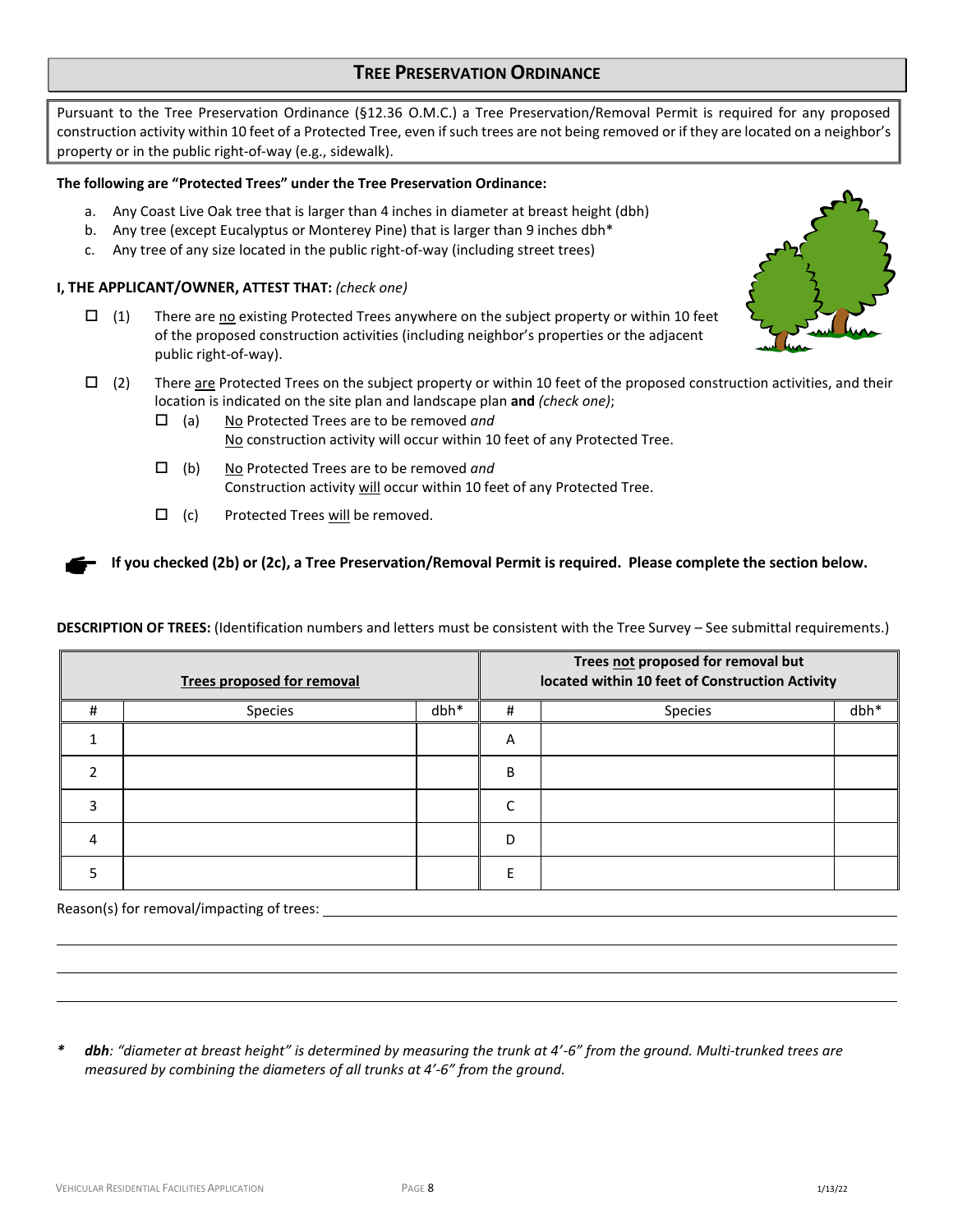## TREE PRESERVATION ORDINANCE

Pursuant to the Tree Preservation Ordinance (§12.36 O.M.C.) a Tree Preservation/Removal Permit is required for any proposed construction activity within 10 feet of a Protected Tree, even if such trees are not being removed or if they are located on a neighbor's property or in the public right-of-way (e.g., sidewalk).

**The following are "Protected Trees" under the Tree Preservation Ordinance:**

a. Any Coast Live Oak tree that is larger than 4 inches in diameter at breast height (dbh)
b. Any tree (except Eucalyptus or Monterey Pine) that is larger than 9 inches dbh*
c. Any tree of any size located in the public right-of-way (including street trees)

**I, THE APPLICANT/OWNER, ATTEST THAT:** *(check one)*

☐ (1) There are no existing Protected Trees anywhere on the subject property or within 10 feet of the proposed construction activities (including neighbor's properties or the adjacent public right-of-way).

☐ (2) There are Protected Trees on the subject property or within 10 feet of the proposed construction activities, and their location is indicated on the site plan and landscape plan **and** *(check one)*;

- ☐ (a) No Protected Trees are to be removed *and* No construction activity will occur within 10 feet of any Protected Tree.
- ☐ (b) No Protected Trees are to be removed *and* Construction activity will occur within 10 feet of any Protected Tree.
- ☐ (c) Protected Trees will be removed.

**If you checked (2b) or (2c), a Tree Preservation/Removal Permit is required. Please complete the section below.**

**DESCRIPTION OF TREES:** (Identification numbers and letters must be consistent with the Tree Survey – See submittal requirements.)

| Trees proposed for removal | | | Trees not proposed for removal but located within 10 feet of Construction Activity | | |
|---|---|---|---|---|---|
| # | Species | dbh* | # | Species | dbh* |
| 1 | | | A | | |
| 2 | | | B | | |
| 3 | | | C | | |
| 4 | | | D | | |
| 5 | | | E | | |

Reason(s) for removal/impacting of trees: ______________________________________________

______________________________________________

______________________________________________

______________________________________________

*\* **dbh**: "diameter at breast height" is determined by measuring the trunk at 4'-6" from the ground. Multi-trunked trees are measured by combining the diameters of all trunks at 4'-6" from the ground.*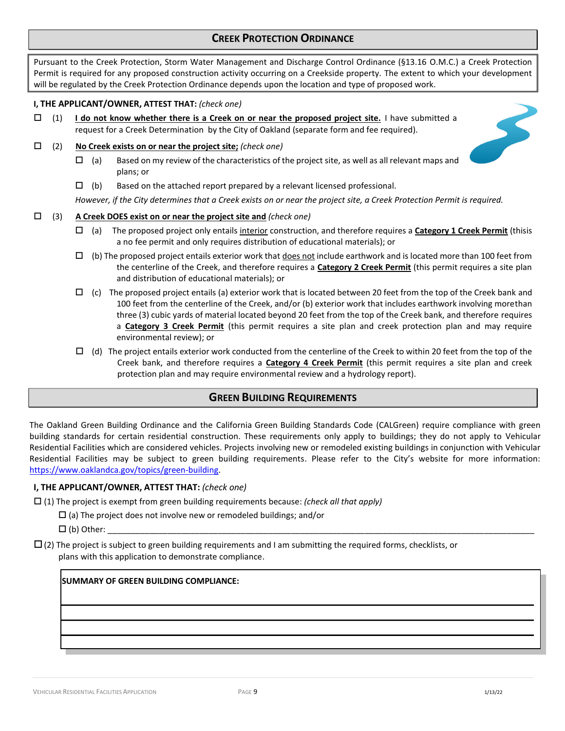## Creek Protection Ordinance

Pursuant to the Creek Protection, Storm Water Management and Discharge Control Ordinance (§13.16 O.M.C.) a Creek Protection Permit is required for any proposed construction activity occurring on a Creekside property. The extent to which your development will be regulated by the Creek Protection Ordinance depends upon the location and type of proposed work.

**I, THE APPLICANT/OWNER, ATTEST THAT:** *(check one)*

- ☐ (1) **I do not know whether there is a Creek on or near the proposed project site.** I have submitted a request for a Creek Determination by the City of Oakland (separate form and fee required).
- ☐ (2) **No Creek exists on or near the project site;** *(check one)*
  - ☐ (a) Based on my review of the characteristics of the project site, as well as all relevant maps and plans; or
  - ☐ (b) Based on the attached report prepared by a relevant licensed professional.

  *However, if the City determines that a Creek exists on or near the project site, a Creek Protection Permit is required.*
- ☐ (3) **A Creek DOES exist on or near the project site and** *(check one)*
  - ☐ (a) The proposed project only entails interior construction, and therefore requires a **Category 1 Creek Permit** (this is a no fee permit and only requires distribution of educational materials); or
  - ☐ (b) The proposed project entails exterior work that does not include earthwork and is located more than 100 feet from the centerline of the Creek, and therefore requires a **Category 2 Creek Permit** (this permit requires a site plan and distribution of educational materials); or
  - ☐ (c) The proposed project entails (a) exterior work that is located between 20 feet from the top of the Creek bank and 100 feet from the centerline of the Creek, and/or (b) exterior work that includes earthwork involving morethan three (3) cubic yards of material located beyond 20 feet from the top of the Creek bank, and therefore requires a **Category 3 Creek Permit** (this permit requires a site plan and creek protection plan and may require environmental review); or
  - ☐ (d) The project entails exterior work conducted from the centerline of the Creek to within 20 feet from the top of the Creek bank, and therefore requires a **Category 4 Creek Permit** (this permit requires a site plan and creek protection plan and may require environmental review and a hydrology report).

## Green Building Requirements

The Oakland Green Building Ordinance and the California Green Building Standards Code (CALGreen) require compliance with green building standards for certain residential construction. These requirements only apply to buildings; they do not apply to Vehicular Residential Facilities which are considered vehicles. Projects involving new or remodeled existing buildings in conjunction with Vehicular Residential Facilities may be subject to green building requirements. Please refer to the City's website for more information: https://www.oaklandca.gov/topics/green-building.

**I, THE APPLICANT/OWNER, ATTEST THAT:** *(check one)*

☐ (1) The project is exempt from green building requirements because: *(check all that apply)*

- ☐ (a) The project does not involve new or remodeled buildings; and/or
- ☐ (b) Other: ____________________

☐ (2) The project is subject to green building requirements and I am submitting the required forms, checklists, or plans with this application to demonstrate compliance.

**SUMMARY OF GREEN BUILDING COMPLIANCE:**

____________________

____________________

____________________